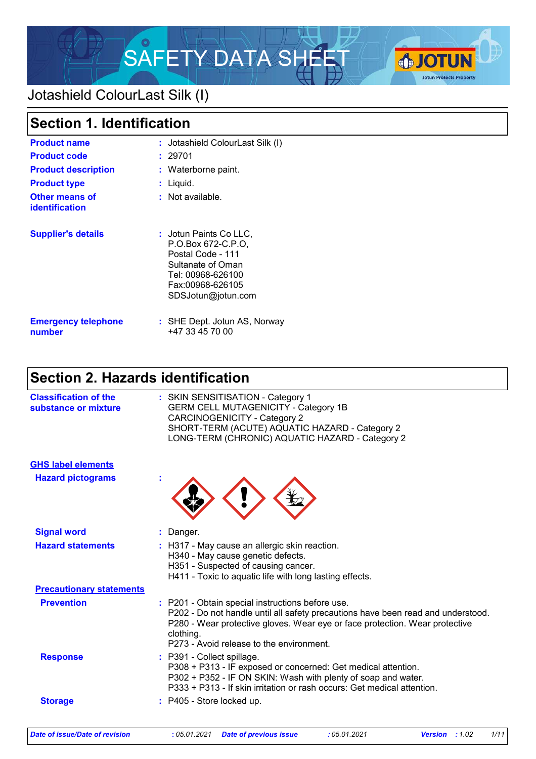# SAFETY DATA SHEET

## Jotashield ColourLast Silk (I)

## Section 1. Identification

| | | |
|---|---|---|
| **Product name** | : | Jotashield ColourLast Silk (I) |
| **Product code** | : | 29701 |
| **Product description** | : | Waterborne paint. |
| **Product type** | : | Liquid. |
| **Other means of identification** | : | Not available. |
| **Supplier's details** | : | Jotun Paints Co LLC,<br>P.O.Box 672-C.P.O,<br>Postal Code - 111<br>Sultanate of Oman<br>Tel: 00968-626100<br>Fax:00968-626105<br>SDSJotun@jotun.com |
| **Emergency telephone number** | : | SHE Dept. Jotun AS, Norway<br>+47 33 45 70 00 |

## Section 2. Hazards identification

**Classification of the substance or mixture** : SKIN SENSITISATION - Category 1
GERM CELL MUTAGENICITY - Category 1B
CARCINOGENICITY - Category 2
SHORT-TERM (ACUTE) AQUATIC HAZARD - Category 2
LONG-TERM (CHRONIC) AQUATIC HAZARD - Category 2

### GHS label elements

**Hazard pictograms** :

**Signal word** : Danger.

**Hazard statements** :
H317 - May cause an allergic skin reaction.
H340 - May cause genetic defects.
H351 - Suspected of causing cancer.
H411 - Toxic to aquatic life with long lasting effects.

### Precautionary statements

**Prevention** :
P201 - Obtain special instructions before use.
P202 - Do not handle until all safety precautions have been read and understood.
P280 - Wear protective gloves. Wear eye or face protection. Wear protective clothing.
P273 - Avoid release to the environment.

**Response** :
P391 - Collect spillage.
P308 + P313 - IF exposed or concerned: Get medical attention.
P302 + P352 - IF ON SKIN: Wash with plenty of soap and water.
P333 + P313 - If skin irritation or rash occurs: Get medical attention.

**Storage** : P405 - Store locked up.

*Date of issue/Date of revision* : 05.01.2021 *Date of previous issue* : 05.01.2021 *Version* : 1.02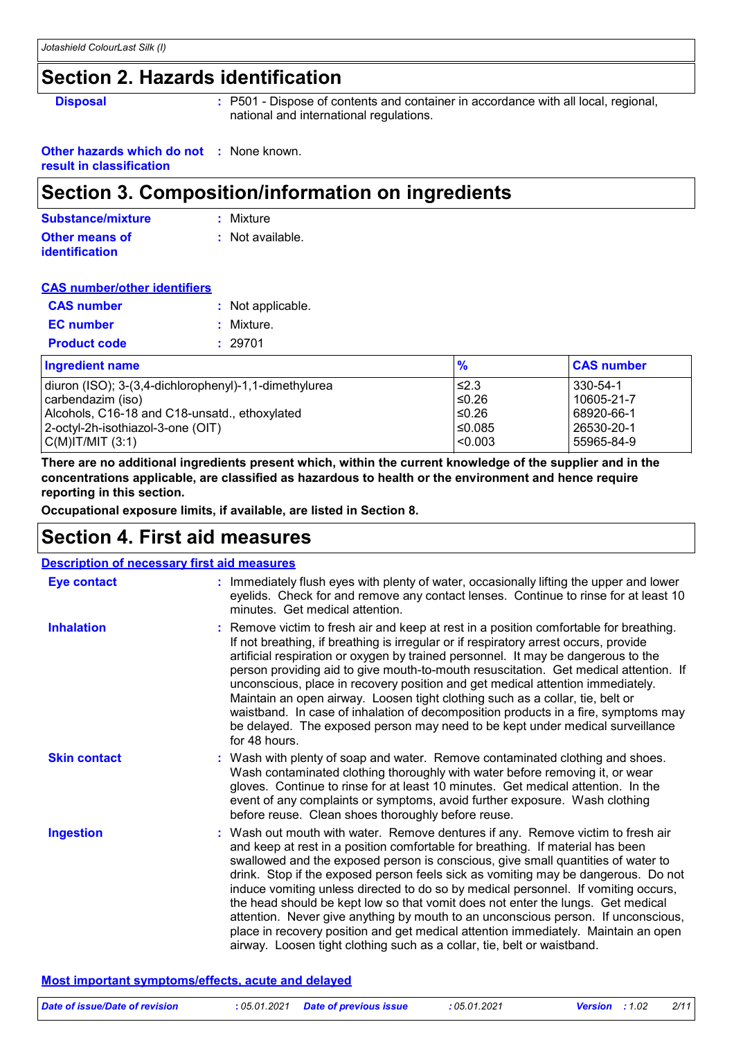## Section 2. Hazards identification

**Disposal** : P501 - Dispose of contents and container in accordance with all local, regional, national and international regulations.

**Other hazards which do not result in classification** : None known.

## Section 3. Composition/information on ingredients

**Substance/mixture** : Mixture

**Other means of identification** : Not available.

**CAS number/other identifiers**

**CAS number** : Not applicable.

**EC number** : Mixture.

**Product code** : 29701

| Ingredient name | % | CAS number |
|---|---|---|
| diuron (ISO); 3-(3,4-dichlorophenyl)-1,1-dimethylurea | ≤2.3 | 330-54-1 |
| carbendazim (iso) | ≤0.26 | 10605-21-7 |
| Alcohols, C16-18 and C18-unsatd., ethoxylated | ≤0.26 | 68920-66-1 |
| 2-octyl-2h-isothiazol-3-one (OIT) | ≤0.085 | 26530-20-1 |
| C(M)IT/MIT (3:1) | <0.003 | 55965-84-9 |

**There are no additional ingredients present which, within the current knowledge of the supplier and in the concentrations applicable, are classified as hazardous to health or the environment and hence require reporting in this section.**

**Occupational exposure limits, if available, are listed in Section 8.**

## Section 4. First aid measures

**Description of necessary first aid measures**

**Eye contact** : Immediately flush eyes with plenty of water, occasionally lifting the upper and lower eyelids. Check for and remove any contact lenses. Continue to rinse for at least 10 minutes. Get medical attention.

**Inhalation** : Remove victim to fresh air and keep at rest in a position comfortable for breathing. If not breathing, if breathing is irregular or if respiratory arrest occurs, provide artificial respiration or oxygen by trained personnel. It may be dangerous to the person providing aid to give mouth-to-mouth resuscitation. Get medical attention. If unconscious, place in recovery position and get medical attention immediately. Maintain an open airway. Loosen tight clothing such as a collar, tie, belt or waistband. In case of inhalation of decomposition products in a fire, symptoms may be delayed. The exposed person may need to be kept under medical surveillance for 48 hours.

**Skin contact** : Wash with plenty of soap and water. Remove contaminated clothing and shoes. Wash contaminated clothing thoroughly with water before removing it, or wear gloves. Continue to rinse for at least 10 minutes. Get medical attention. In the event of any complaints or symptoms, avoid further exposure. Wash clothing before reuse. Clean shoes thoroughly before reuse.

**Ingestion** : Wash out mouth with water. Remove dentures if any. Remove victim to fresh air and keep at rest in a position comfortable for breathing. If material has been swallowed and the exposed person is conscious, give small quantities of water to drink. Stop if the exposed person feels sick as vomiting may be dangerous. Do not induce vomiting unless directed to do so by medical personnel. If vomiting occurs, the head should be kept low so that vomit does not enter the lungs. Get medical attention. Never give anything by mouth to an unconscious person. If unconscious, place in recovery position and get medical attention immediately. Maintain an open airway. Loosen tight clothing such as a collar, tie, belt or waistband.

**Most important symptoms/effects, acute and delayed**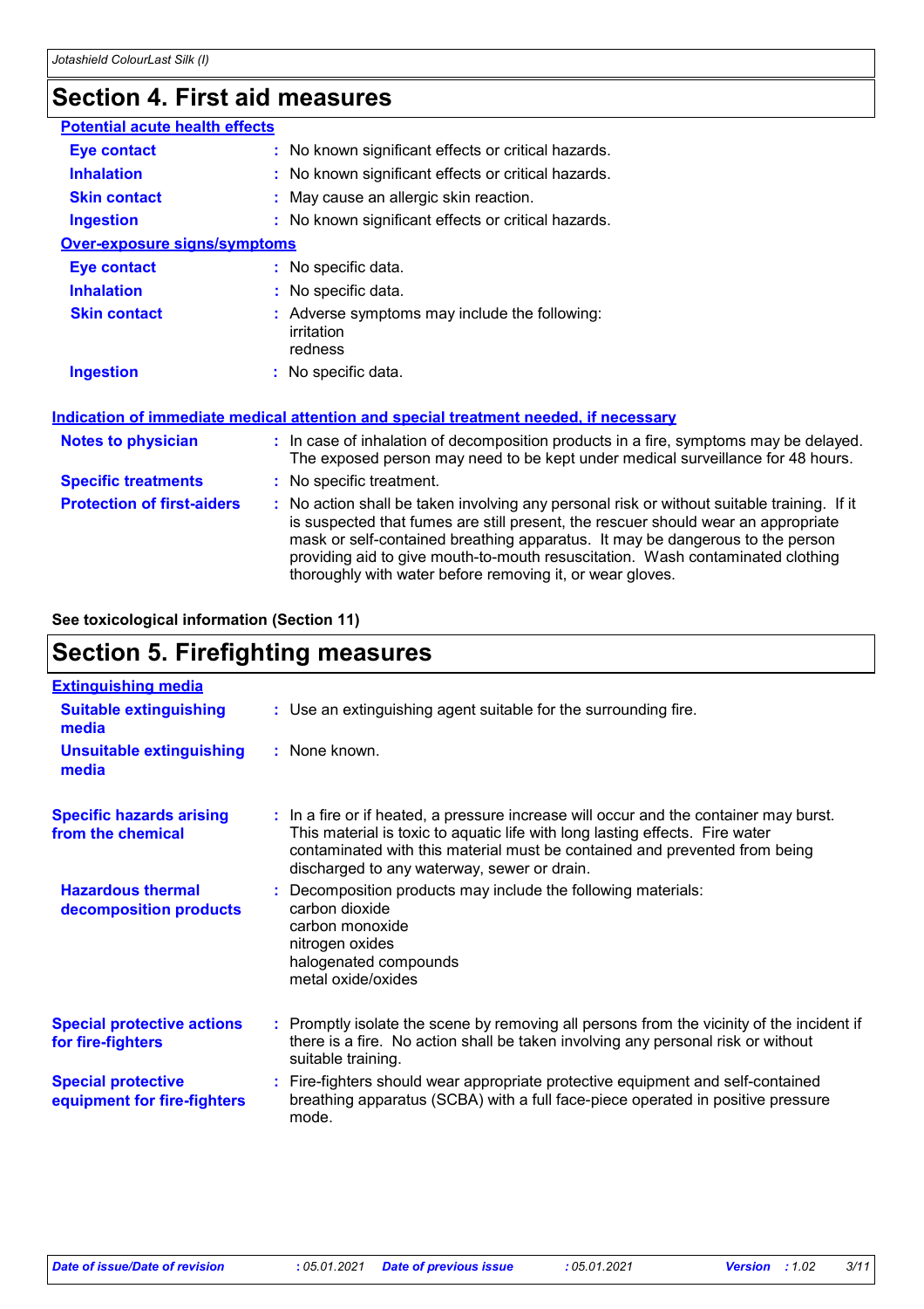# Section 4. First aid measures

### Potential acute health effects

**Eye contact** : No known significant effects or critical hazards.

**Inhalation** : No known significant effects or critical hazards.

**Skin contact** : May cause an allergic skin reaction.

**Ingestion** : No known significant effects or critical hazards.

### Over-exposure signs/symptoms

**Eye contact** : No specific data.

**Inhalation** : No specific data.

**Skin contact** : Adverse symptoms may include the following:
irritation
redness

**Ingestion** : No specific data.

### Indication of immediate medical attention and special treatment needed, if necessary

**Notes to physician** : In case of inhalation of decomposition products in a fire, symptoms may be delayed. The exposed person may need to be kept under medical surveillance for 48 hours.

**Specific treatments** : No specific treatment.

**Protection of first-aiders** : No action shall be taken involving any personal risk or without suitable training. If it is suspected that fumes are still present, the rescuer should wear an appropriate mask or self-contained breathing apparatus. It may be dangerous to the person providing aid to give mouth-to-mouth resuscitation. Wash contaminated clothing thoroughly with water before removing it, or wear gloves.

**See toxicological information (Section 11)**

# Section 5. Firefighting measures

### Extinguishing media

**Suitable extinguishing media** : Use an extinguishing agent suitable for the surrounding fire.

**Unsuitable extinguishing media** : None known.

**Specific hazards arising from the chemical** : In a fire or if heated, a pressure increase will occur and the container may burst. This material is toxic to aquatic life with long lasting effects. Fire water contaminated with this material must be contained and prevented from being discharged to any waterway, sewer or drain.

**Hazardous thermal decomposition products** : Decomposition products may include the following materials:
carbon dioxide
carbon monoxide
nitrogen oxides
halogenated compounds
metal oxide/oxides

**Special protective actions for fire-fighters** : Promptly isolate the scene by removing all persons from the vicinity of the incident if there is a fire. No action shall be taken involving any personal risk or without suitable training.

**Special protective equipment for fire-fighters** : Fire-fighters should wear appropriate protective equipment and self-contained breathing apparatus (SCBA) with a full face-piece operated in positive pressure mode.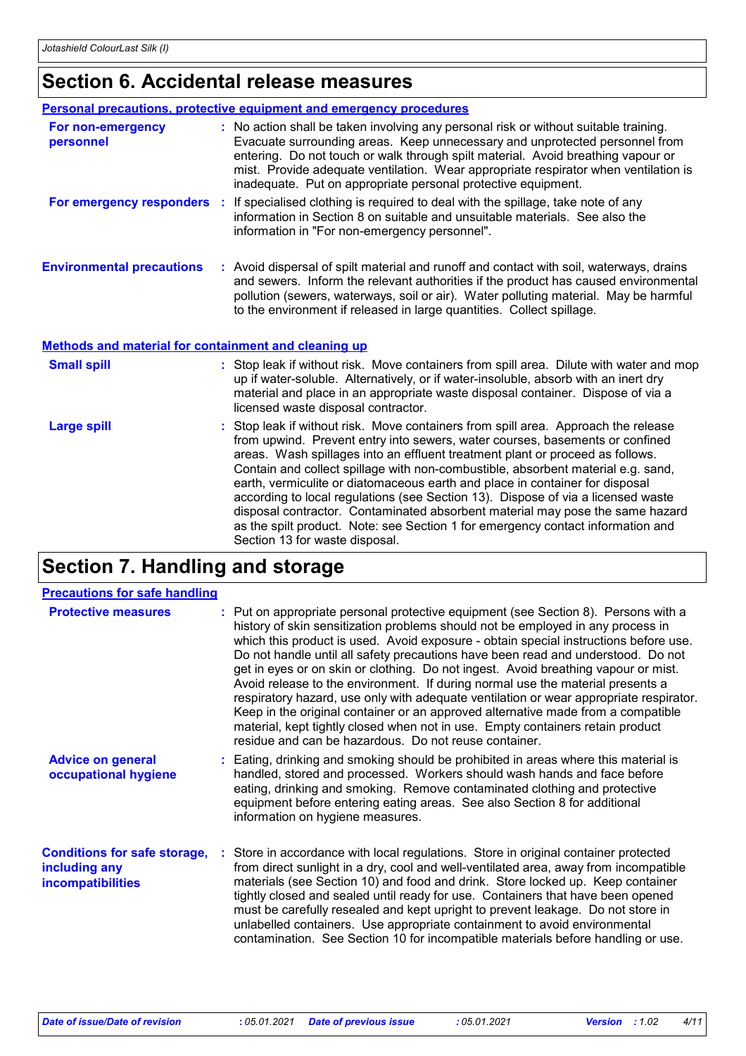## Section 6. Accidental release measures

### Personal precautions, protective equipment and emergency procedures

**For non-emergency personnel** : No action shall be taken involving any personal risk or without suitable training. Evacuate surrounding areas. Keep unnecessary and unprotected personnel from entering. Do not touch or walk through spilt material. Avoid breathing vapour or mist. Provide adequate ventilation. Wear appropriate respirator when ventilation is inadequate. Put on appropriate personal protective equipment.

**For emergency responders** : If specialised clothing is required to deal with the spillage, take note of any information in Section 8 on suitable and unsuitable materials. See also the information in "For non-emergency personnel".

**Environmental precautions** : Avoid dispersal of spilt material and runoff and contact with soil, waterways, drains and sewers. Inform the relevant authorities if the product has caused environmental pollution (sewers, waterways, soil or air). Water polluting material. May be harmful to the environment if released in large quantities. Collect spillage.

### Methods and material for containment and cleaning up

**Small spill** : Stop leak if without risk. Move containers from spill area. Dilute with water and mop up if water-soluble. Alternatively, or if water-insoluble, absorb with an inert dry material and place in an appropriate waste disposal container. Dispose of via a licensed waste disposal contractor.

**Large spill** : Stop leak if without risk. Move containers from spill area. Approach the release from upwind. Prevent entry into sewers, water courses, basements or confined areas. Wash spillages into an effluent treatment plant or proceed as follows. Contain and collect spillage with non-combustible, absorbent material e.g. sand, earth, vermiculite or diatomaceous earth and place in container for disposal according to local regulations (see Section 13). Dispose of via a licensed waste disposal contractor. Contaminated absorbent material may pose the same hazard as the spilt product. Note: see Section 1 for emergency contact information and Section 13 for waste disposal.

## Section 7. Handling and storage

### Precautions for safe handling

**Protective measures** : Put on appropriate personal protective equipment (see Section 8). Persons with a history of skin sensitization problems should not be employed in any process in which this product is used. Avoid exposure - obtain special instructions before use. Do not handle until all safety precautions have been read and understood. Do not get in eyes or on skin or clothing. Do not ingest. Avoid breathing vapour or mist. Avoid release to the environment. If during normal use the material presents a respiratory hazard, use only with adequate ventilation or wear appropriate respirator. Keep in the original container or an approved alternative made from a compatible material, kept tightly closed when not in use. Empty containers retain product residue and can be hazardous. Do not reuse container.

**Advice on general occupational hygiene** : Eating, drinking and smoking should be prohibited in areas where this material is handled, stored and processed. Workers should wash hands and face before eating, drinking and smoking. Remove contaminated clothing and protective equipment before entering eating areas. See also Section 8 for additional information on hygiene measures.

**Conditions for safe storage, including any incompatibilities** : Store in accordance with local regulations. Store in original container protected from direct sunlight in a dry, cool and well-ventilated area, away from incompatible materials (see Section 10) and food and drink. Store locked up. Keep container tightly closed and sealed until ready for use. Containers that have been opened must be carefully resealed and kept upright to prevent leakage. Do not store in unlabelled containers. Use appropriate containment to avoid environmental contamination. See Section 10 for incompatible materials before handling or use.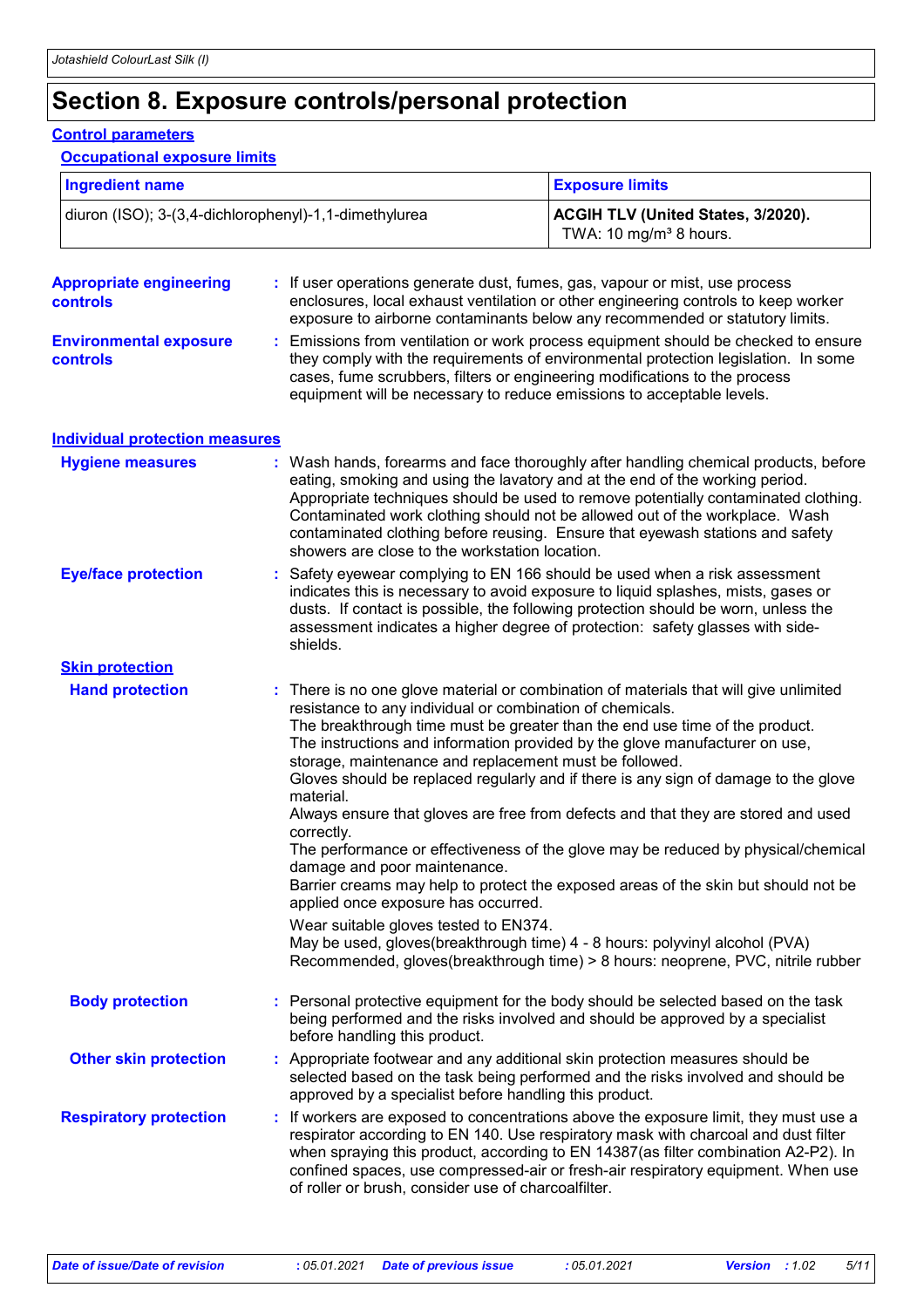# Section 8. Exposure controls/personal protection

## Control parameters

### Occupational exposure limits

| Ingredient name | Exposure limits |
| --- | --- |
| diuron (ISO); 3-(3,4-dichlorophenyl)-1,1-dimethylurea | **ACGIH TLV (United States, 3/2020).** TWA: 10 mg/m³ 8 hours. |

**Appropriate engineering controls** : If user operations generate dust, fumes, gas, vapour or mist, use process enclosures, local exhaust ventilation or other engineering controls to keep worker exposure to airborne contaminants below any recommended or statutory limits.

**Environmental exposure controls** : Emissions from ventilation or work process equipment should be checked to ensure they comply with the requirements of environmental protection legislation. In some cases, fume scrubbers, filters or engineering modifications to the process equipment will be necessary to reduce emissions to acceptable levels.

## Individual protection measures

**Hygiene measures** : Wash hands, forearms and face thoroughly after handling chemical products, before eating, smoking and using the lavatory and at the end of the working period. Appropriate techniques should be used to remove potentially contaminated clothing. Contaminated work clothing should not be allowed out of the workplace. Wash contaminated clothing before reusing. Ensure that eyewash stations and safety showers are close to the workstation location.

**Eye/face protection** : Safety eyewear complying to EN 166 should be used when a risk assessment indicates this is necessary to avoid exposure to liquid splashes, mists, gases or dusts. If contact is possible, the following protection should be worn, unless the assessment indicates a higher degree of protection: safety glasses with side-shields.

### Skin protection

**Hand protection** : There is no one glove material or combination of materials that will give unlimited resistance to any individual or combination of chemicals.
The breakthrough time must be greater than the end use time of the product.
The instructions and information provided by the glove manufacturer on use, storage, maintenance and replacement must be followed.
Gloves should be replaced regularly and if there is any sign of damage to the glove material.
Always ensure that gloves are free from defects and that they are stored and used correctly.
The performance or effectiveness of the glove may be reduced by physical/chemical damage and poor maintenance.
Barrier creams may help to protect the exposed areas of the skin but should not be applied once exposure has occurred.

Wear suitable gloves tested to EN374.
May be used, gloves(breakthrough time) 4 - 8 hours: polyvinyl alcohol (PVA)
Recommended, gloves(breakthrough time) > 8 hours: neoprene, PVC, nitrile rubber

**Body protection** : Personal protective equipment for the body should be selected based on the task being performed and the risks involved and should be approved by a specialist before handling this product.

**Other skin protection** : Appropriate footwear and any additional skin protection measures should be selected based on the task being performed and the risks involved and should be approved by a specialist before handling this product.

**Respiratory protection** : If workers are exposed to concentrations above the exposure limit, they must use a respirator according to EN 140. Use respiratory mask with charcoal and dust filter when spraying this product, according to EN 14387(as filter combination A2-P2). In confined spaces, use compressed-air or fresh-air respiratory equipment. When use of roller or brush, consider use of charcoalfilter.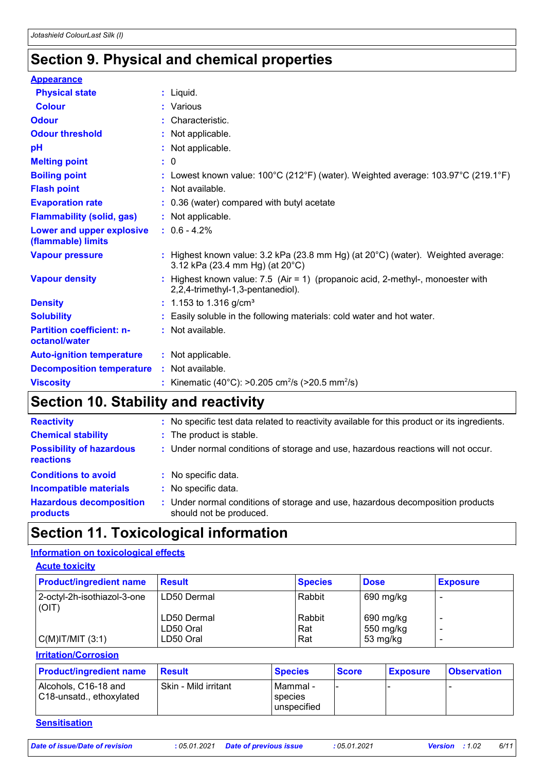# Section 9. Physical and chemical properties

**Appearance**

| | |
|---|---|
| **Physical state** | : Liquid. |
| **Colour** | : Various |
| **Odour** | : Characteristic. |
| **Odour threshold** | : Not applicable. |
| **pH** | : Not applicable. |
| **Melting point** | : 0 |
| **Boiling point** | : Lowest known value: 100°C (212°F) (water). Weighted average: 103.97°C (219.1°F) |
| **Flash point** | : Not available. |
| **Evaporation rate** | : 0.36 (water) compared with butyl acetate |
| **Flammability (solid, gas)** | : Not applicable. |
| **Lower and upper explosive (flammable) limits** | : 0.6 - 4.2% |
| **Vapour pressure** | : Highest known value: 3.2 kPa (23.8 mm Hg) (at 20°C) (water). Weighted average: 3.12 kPa (23.4 mm Hg) (at 20°C) |
| **Vapour density** | : Highest known value: 7.5 (Air = 1) (propanoic acid, 2-methyl-, monoester with 2,2,4-trimethyl-1,3-pentanediol). |
| **Density** | : 1.153 to 1.316 g/cm³ |
| **Solubility** | : Easily soluble in the following materials: cold water and hot water. |
| **Partition coefficient: n-octanol/water** | : Not available. |
| **Auto-ignition temperature** | : Not applicable. |
| **Decomposition temperature** | : Not available. |
| **Viscosity** | : Kinematic (40°C): >0.205 $cm^2/s$ (>20.5 $mm^2/s$) |

# Section 10. Stability and reactivity

| | |
|---|---|
| **Reactivity** | : No specific test data related to reactivity available for this product or its ingredients. |
| **Chemical stability** | : The product is stable. |
| **Possibility of hazardous reactions** | : Under normal conditions of storage and use, hazardous reactions will not occur. |
| **Conditions to avoid** | : No specific data. |
| **Incompatible materials** | : No specific data. |
| **Hazardous decomposition products** | : Under normal conditions of storage and use, hazardous decomposition products should not be produced. |

# Section 11. Toxicological information

**Information on toxicological effects**

**Acute toxicity**

| Product/ingredient name | Result | Species | Dose | Exposure |
|---|---|---|---|---|
| 2-octyl-2h-isothiazol-3-one (OIT) | LD50 Dermal | Rabbit | 690 mg/kg | - |
| | LD50 Dermal | Rabbit | 690 mg/kg | - |
| | LD50 Oral | Rat | 550 mg/kg | - |
| C(M)IT/MIT (3:1) | LD50 Oral | Rat | 53 mg/kg | - |

**Irritation/Corrosion**

| Product/ingredient name | Result | Species | Score | Exposure | Observation |
|---|---|---|---|---|---|
| Alcohols, C16-18 and C18-unsatd., ethoxylated | Skin - Mild irritant | Mammal - species unspecified | - | - | - |

**Sensitisation**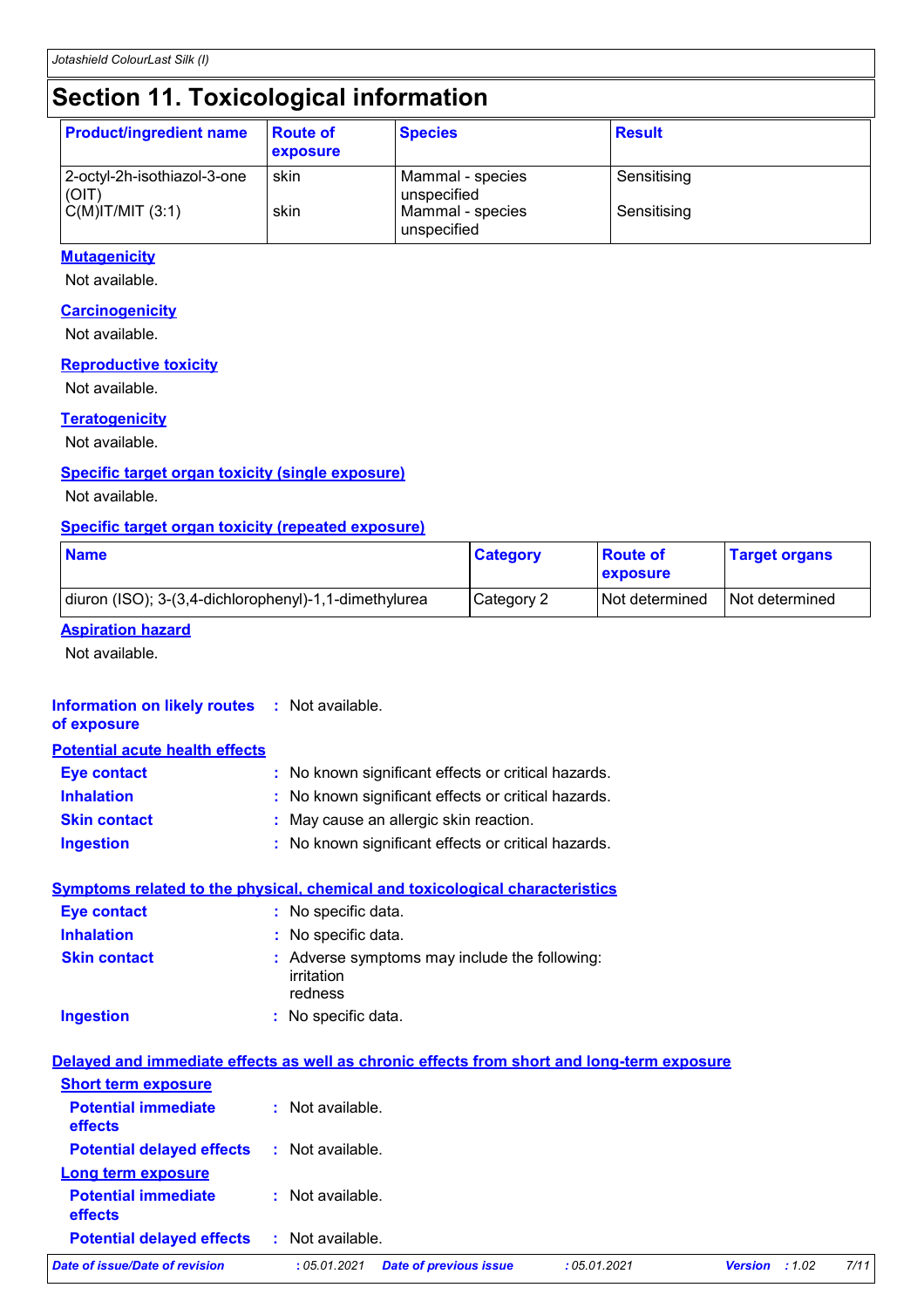# Section 11. Toxicological information

| Product/ingredient name | Route of exposure | Species | Result |
|---|---|---|---|
| 2-octyl-2h-isothiazol-3-one (OIT) | skin | Mammal - species unspecified | Sensitising |
| C(M)IT/MIT (3:1) | skin | Mammal - species unspecified | Sensitising |

**Mutagenicity**

Not available.

**Carcinogenicity**

Not available.

**Reproductive toxicity**

Not available.

**Teratogenicity**

Not available.

**Specific target organ toxicity (single exposure)**

Not available.

**Specific target organ toxicity (repeated exposure)**

| Name | Category | Route of exposure | Target organs |
|---|---|---|---|
| diuron (ISO); 3-(3,4-dichlorophenyl)-1,1-dimethylurea | Category 2 | Not determined | Not determined |

**Aspiration hazard**

Not available.

**Information on likely routes of exposure** : Not available.

**Potential acute health effects**

**Eye contact** : No known significant effects or critical hazards.

**Inhalation** : No known significant effects or critical hazards.

**Skin contact** : May cause an allergic skin reaction.

**Ingestion** : No known significant effects or critical hazards.

**Symptoms related to the physical, chemical and toxicological characteristics**

**Eye contact** : No specific data.

**Inhalation** : No specific data.

**Skin contact** : Adverse symptoms may include the following:
irritation
redness

**Ingestion** : No specific data.

**Delayed and immediate effects as well as chronic effects from short and long-term exposure**

**Short term exposure**

**Potential immediate effects** : Not available.

**Potential delayed effects** : Not available.

**Long term exposure**

**Potential immediate effects** : Not available.

**Potential delayed effects** : Not available.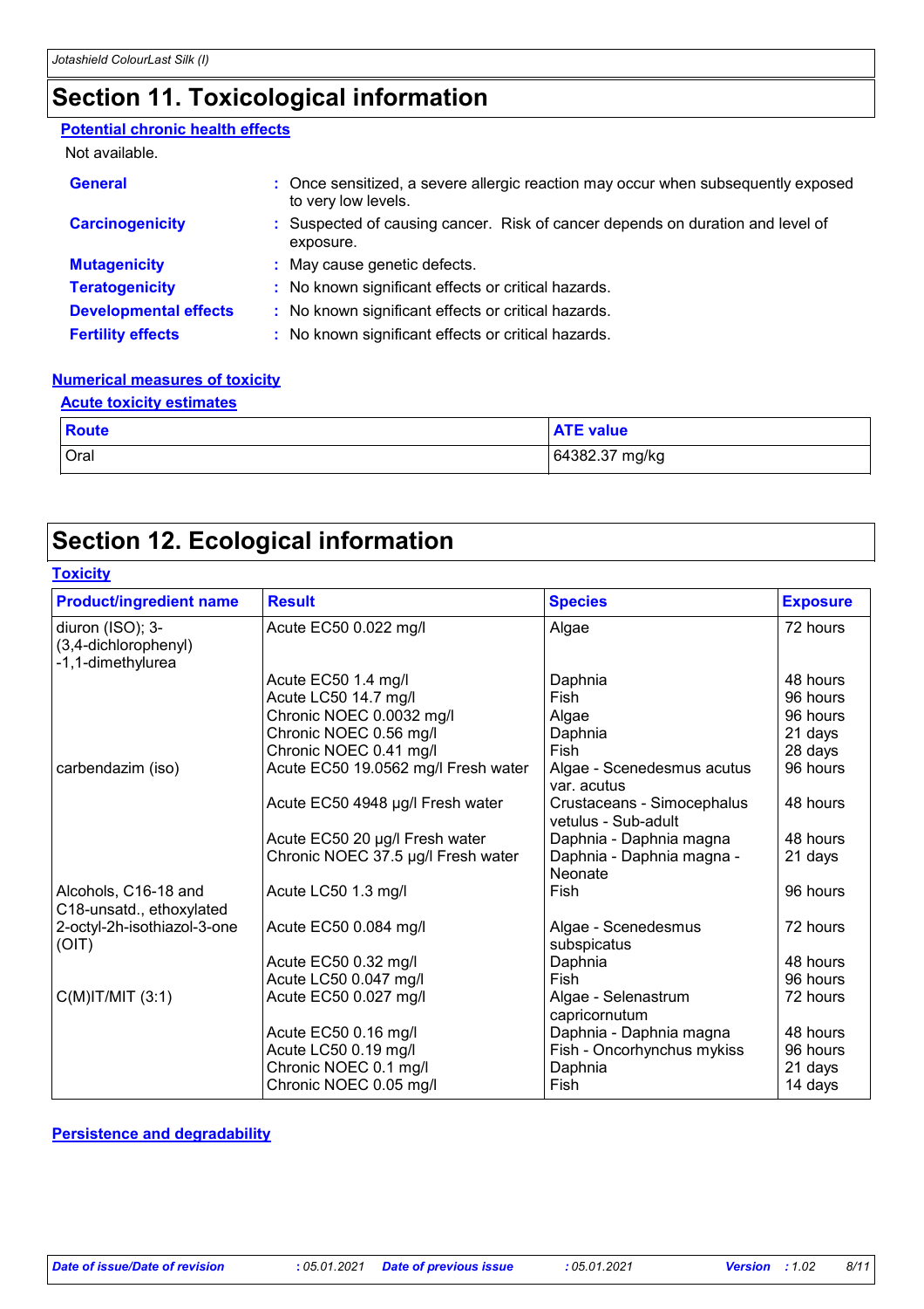# Section 11. Toxicological information

**Potential chronic health effects**

Not available.

| | |
|---|---|
| **General** | : Once sensitized, a severe allergic reaction may occur when subsequently exposed to very low levels. |
| **Carcinogenicity** | : Suspected of causing cancer. Risk of cancer depends on duration and level of exposure. |
| **Mutagenicity** | : May cause genetic defects. |
| **Teratogenicity** | : No known significant effects or critical hazards. |
| **Developmental effects** | : No known significant effects or critical hazards. |
| **Fertility effects** | : No known significant effects or critical hazards. |

**Numerical measures of toxicity**

**Acute toxicity estimates**

| Route | ATE value |
|---|---|
| Oral | 64382.37 mg/kg |

# Section 12. Ecological information

**Toxicity**

| Product/ingredient name | Result | Species | Exposure |
|---|---|---|---|
| diuron (ISO); 3-(3,4-dichlorophenyl)-1,1-dimethylurea | Acute EC50 0.022 mg/l | Algae | 72 hours |
| | Acute EC50 1.4 mg/l | Daphnia | 48 hours |
| | Acute LC50 14.7 mg/l | Fish | 96 hours |
| | Chronic NOEC 0.0032 mg/l | Algae | 96 hours |
| | Chronic NOEC 0.56 mg/l | Daphnia | 21 days |
| | Chronic NOEC 0.41 mg/l | Fish | 28 days |
| carbendazim (iso) | Acute EC50 19.0562 mg/l Fresh water | Algae - Scenedesmus acutus var. acutus | 96 hours |
| | Acute EC50 4948 µg/l Fresh water | Crustaceans - Simocephalus vetulus - Sub-adult | 48 hours |
| | Acute EC50 20 µg/l Fresh water | Daphnia - Daphnia magna | 48 hours |
| | Chronic NOEC 37.5 µg/l Fresh water | Daphnia - Daphnia magna - Neonate | 21 days |
| Alcohols, C16-18 and C18-unsatd., ethoxylated | Acute LC50 1.3 mg/l | Fish | 96 hours |
| 2-octyl-2h-isothiazol-3-one (OIT) | Acute EC50 0.084 mg/l | Algae - Scenedesmus subspicatus | 72 hours |
| | Acute EC50 0.32 mg/l | Daphnia | 48 hours |
| | Acute LC50 0.047 mg/l | Fish | 96 hours |
| C(M)IT/MIT (3:1) | Acute EC50 0.027 mg/l | Algae - Selenastrum capricornutum | 72 hours |
| | Acute EC50 0.16 mg/l | Daphnia - Daphnia magna | 48 hours |
| | Acute LC50 0.19 mg/l | Fish - Oncorhynchus mykiss | 96 hours |
| | Chronic NOEC 0.1 mg/l | Daphnia | 21 days |
| | Chronic NOEC 0.05 mg/l | Fish | 14 days |

**Persistence and degradability**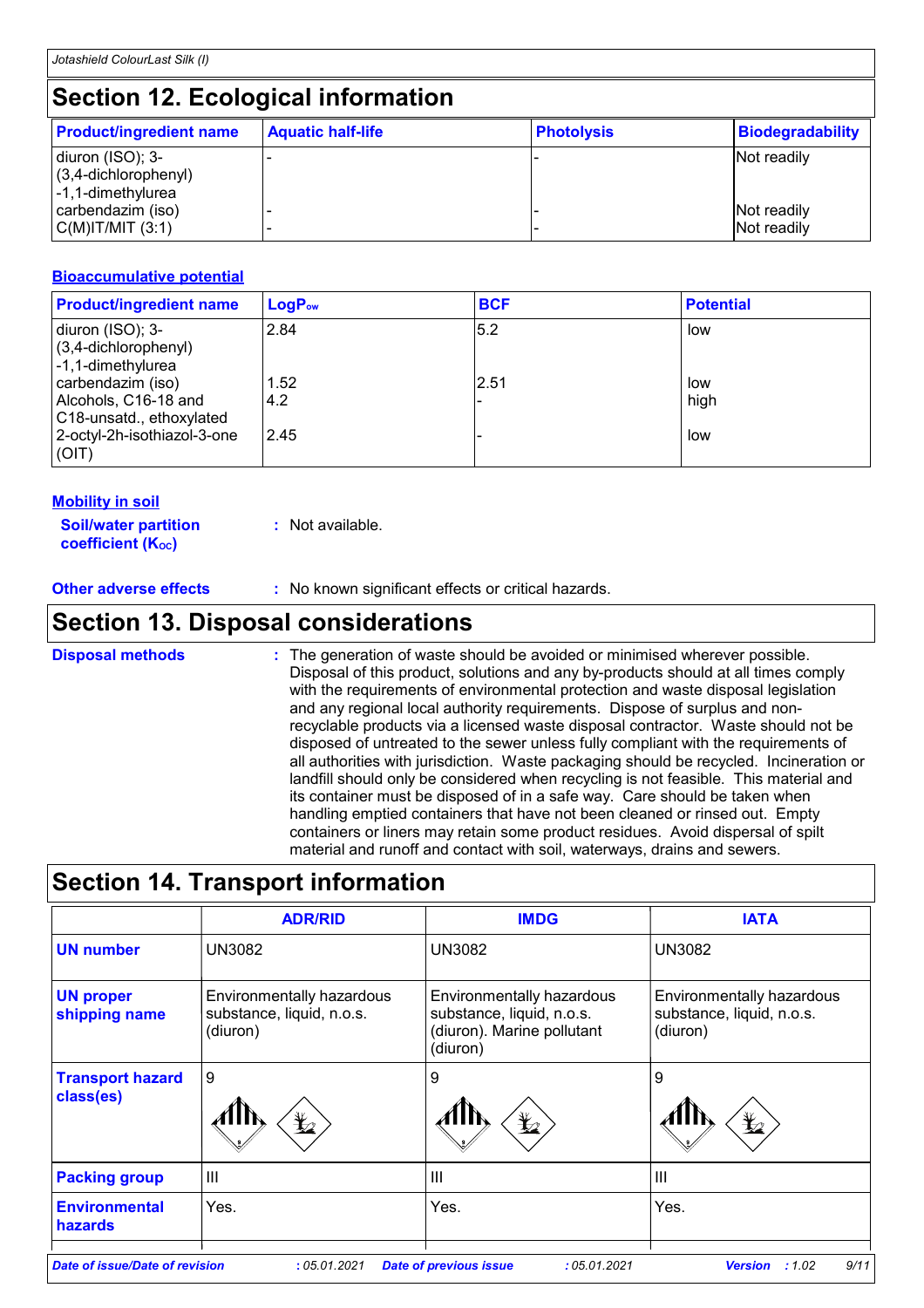## Section 12. Ecological information

| Product/ingredient name | Aquatic half-life | Photolysis | Biodegradability |
|---|---|---|---|
| diuron (ISO); 3-(3,4-dichlorophenyl)-1,1-dimethylurea | - | - | Not readily |
| carbendazim (iso) | - | - | Not readily |
| C(M)IT/MIT (3:1) | - | - | Not readily |

### Bioaccumulative potential

| Product/ingredient name | $LogP_{ow}$ | BCF | Potential |
|---|---|---|---|
| diuron (ISO); 3-(3,4-dichlorophenyl)-1,1-dimethylurea | 2.84 | 5.2 | low |
| carbendazim (iso) | 1.52 | 2.51 | low |
| Alcohols, C16-18 and C18-unsatd., ethoxylated | 4.2 | - | high |
| 2-octyl-2h-isothiazol-3-one (OIT) | 2.45 | - | low |

### Mobility in soil

**Soil/water partition coefficient ($K_{OC}$)** : Not available.

**Other adverse effects** : No known significant effects or critical hazards.

## Section 13. Disposal considerations

**Disposal methods** : The generation of waste should be avoided or minimised wherever possible. Disposal of this product, solutions and any by-products should at all times comply with the requirements of environmental protection and waste disposal legislation and any regional local authority requirements. Dispose of surplus and non-recyclable products via a licensed waste disposal contractor. Waste should not be disposed of untreated to the sewer unless fully compliant with the requirements of all authorities with jurisdiction. Waste packaging should be recycled. Incineration or landfill should only be considered when recycling is not feasible. This material and its container must be disposed of in a safe way. Care should be taken when handling emptied containers that have not been cleaned or rinsed out. Empty containers or liners may retain some product residues. Avoid dispersal of spilt material and runoff and contact with soil, waterways, drains and sewers.

## Section 14. Transport information

| | ADR/RID | IMDG | IATA |
|---|---|---|---|
| **UN number** | UN3082 | UN3082 | UN3082 |
| **UN proper shipping name** | Environmentally hazardous substance, liquid, n.o.s. (diuron) | Environmentally hazardous substance, liquid, n.o.s. (diuron). Marine pollutant (diuron) | Environmentally hazardous substance, liquid, n.o.s. (diuron) |
| **Transport hazard class(es)** | 9 | 9 | 9 |
| **Packing group** | III | III | III |
| **Environmental hazards** | Yes. | Yes. | Yes. |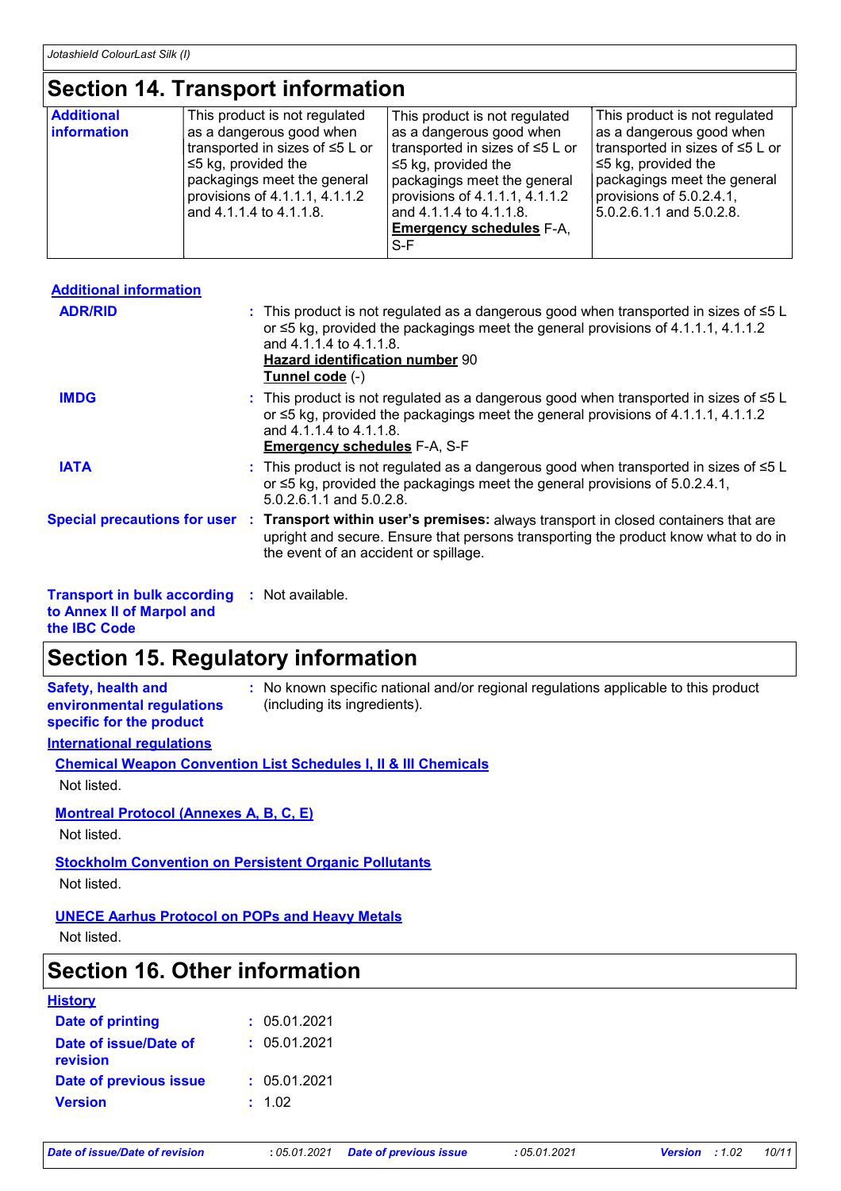## Section 14. Transport information

| Additional information | This product is not regulated as a dangerous good when transported in sizes of ≤5 L or ≤5 kg, provided the packagings meet the general provisions of 4.1.1.1, 4.1.1.2 and 4.1.1.4 to 4.1.1.8. | This product is not regulated as a dangerous good when transported in sizes of ≤5 L or ≤5 kg, provided the packagings meet the general provisions of 4.1.1.1, 4.1.1.2 and 4.1.1.4 to 4.1.1.8. **Emergency schedules** F-A, S-F | This product is not regulated as a dangerous good when transported in sizes of ≤5 L or ≤5 kg, provided the packagings meet the general provisions of 5.0.2.4.1, 5.0.2.6.1.1 and 5.0.2.8. |
|---|---|---|---|

**Additional information**

**ADR/RID** : This product is not regulated as a dangerous good when transported in sizes of ≤5 L or ≤5 kg, provided the packagings meet the general provisions of 4.1.1.1, 4.1.1.2 and 4.1.1.4 to 4.1.1.8.
**Hazard identification number** 90
**Tunnel code** (-)

**IMDG** : This product is not regulated as a dangerous good when transported in sizes of ≤5 L or ≤5 kg, provided the packagings meet the general provisions of 4.1.1.1, 4.1.1.2 and 4.1.1.4 to 4.1.1.8.
**Emergency schedules** F-A, S-F

**IATA** : This product is not regulated as a dangerous good when transported in sizes of ≤5 L or ≤5 kg, provided the packagings meet the general provisions of 5.0.2.4.1, 5.0.2.6.1.1 and 5.0.2.8.

**Special precautions for user** : **Transport within user's premises:** always transport in closed containers that are upright and secure. Ensure that persons transporting the product know what to do in the event of an accident or spillage.

**Transport in bulk according to Annex II of Marpol and the IBC Code** : Not available.

## Section 15. Regulatory information

**Safety, health and environmental regulations specific for the product** : No known specific national and/or regional regulations applicable to this product (including its ingredients).

**International regulations**

**Chemical Weapon Convention List Schedules I, II & III Chemicals**

Not listed.

**Montreal Protocol (Annexes A, B, C, E)**

Not listed.

**Stockholm Convention on Persistent Organic Pollutants**

Not listed.

**UNECE Aarhus Protocol on POPs and Heavy Metals**

Not listed.

## Section 16. Other information

**History**

**Date of printing** : 05.01.2021

**Date of issue/Date of revision** : 05.01.2021

**Date of previous issue** : 05.01.2021

**Version** : 1.02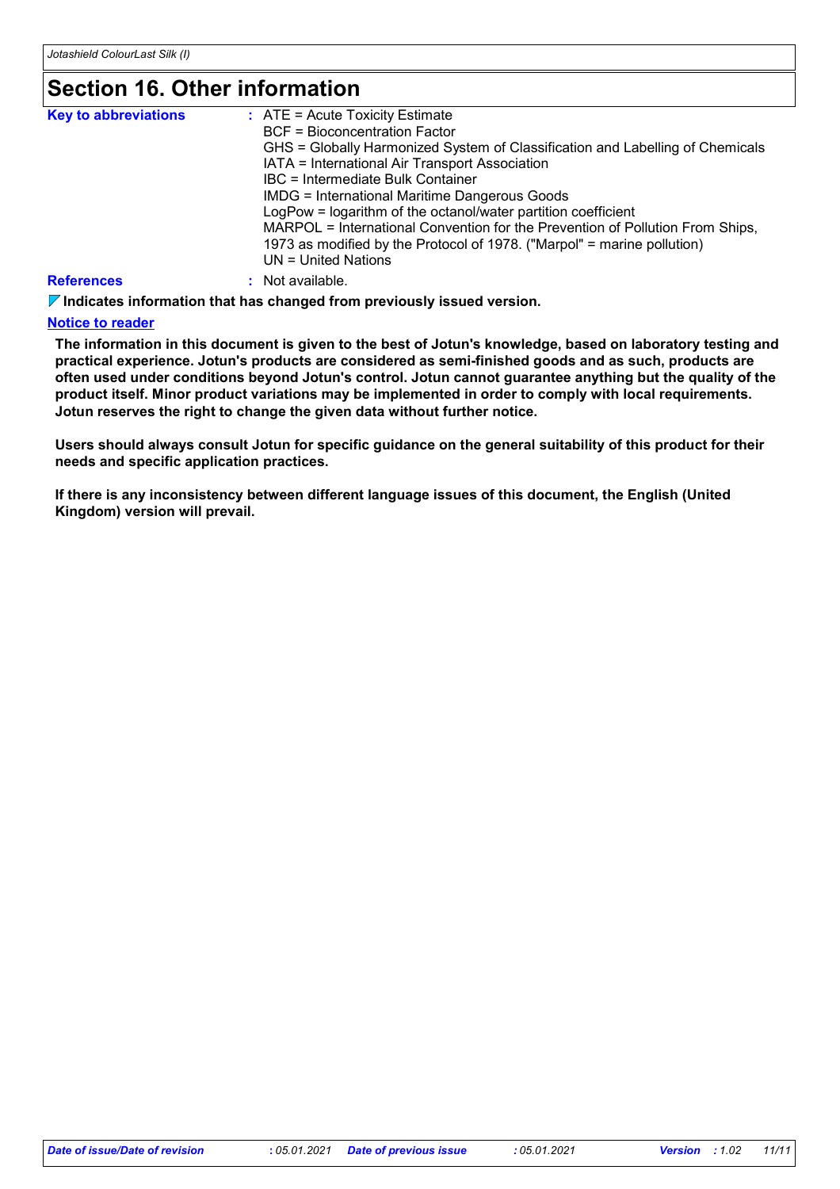# Section 16. Other information

**Key to abbreviations** : ATE = Acute Toxicity Estimate
BCF = Bioconcentration Factor
GHS = Globally Harmonized System of Classification and Labelling of Chemicals
IATA = International Air Transport Association
IBC = Intermediate Bulk Container
IMDG = International Maritime Dangerous Goods
LogPow = logarithm of the octanol/water partition coefficient
MARPOL = International Convention for the Prevention of Pollution From Ships, 1973 as modified by the Protocol of 1978. ("Marpol" = marine pollution)
UN = United Nations

**References** : Not available.

**Indicates information that has changed from previously issued version.**

**Notice to reader**

**The information in this document is given to the best of Jotun's knowledge, based on laboratory testing and practical experience. Jotun's products are considered as semi-finished goods and as such, products are often used under conditions beyond Jotun's control. Jotun cannot guarantee anything but the quality of the product itself. Minor product variations may be implemented in order to comply with local requirements. Jotun reserves the right to change the given data without further notice.**

**Users should always consult Jotun for specific guidance on the general suitability of this product for their needs and specific application practices.**

**If there is any inconsistency between different language issues of this document, the English (United Kingdom) version will prevail.**